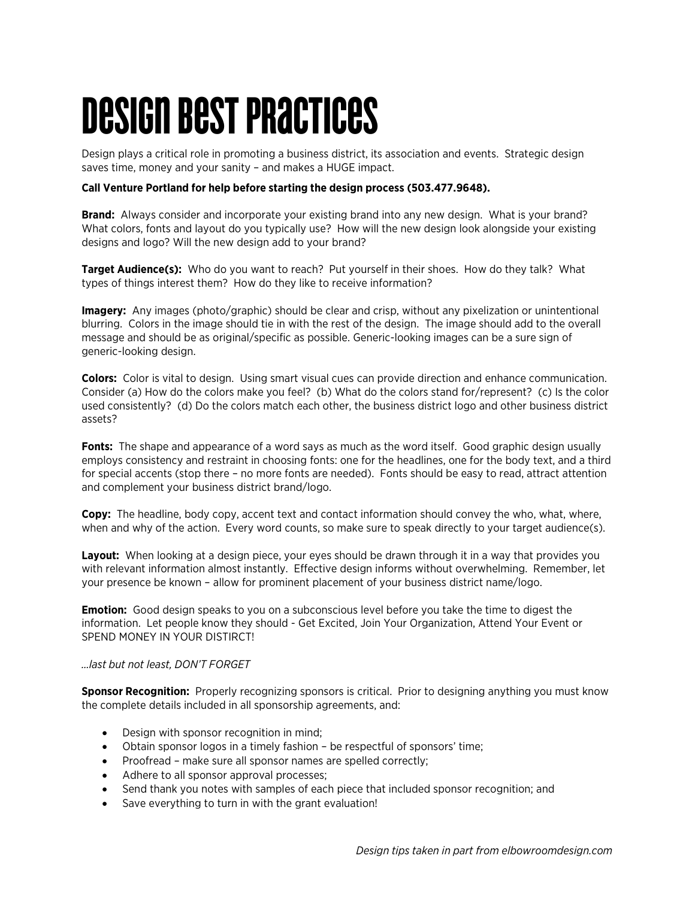# Design Best Practices

Design plays a critical role in promoting a business district, its association and events. Strategic design saves time, money and your sanity – and makes a HUGE impact.

**Call Venture Portland for help before starting the design process (503.477.9648).**

**Brand:** Always consider and incorporate your existing brand into any new design. What is your brand? What colors, fonts and layout do you typically use? How will the new design look alongside your existing designs and logo? Will the new design add to your brand?

**Target Audience(s):** Who do you want to reach? Put yourself in their shoes. How do they talk? What types of things interest them? How do they like to receive information?

**Imagery:** Any images (photo/graphic) should be clear and crisp, without any pixelization or unintentional blurring. Colors in the image should tie in with the rest of the design. The image should add to the overall message and should be as original/specific as possible. Generic-looking images can be a sure sign of generic-looking design.

**Colors:** Color is vital to design. Using smart visual cues can provide direction and enhance communication. Consider (a) How do the colors make you feel? (b) What do the colors stand for/represent? (c) Is the color used consistently? (d) Do the colors match each other, the business district logo and other business district assets?

**Fonts:** The shape and appearance of a word says as much as the word itself. Good graphic design usually employs consistency and restraint in choosing fonts: one for the headlines, one for the body text, and a third for special accents (stop there – no more fonts are needed). Fonts should be easy to read, attract attention and complement your business district brand/logo.

**Copy:** The headline, body copy, accent text and contact information should convey the who, what, where, when and why of the action. Every word counts, so make sure to speak directly to your target audience(s).

**Layout:** When looking at a design piece, your eyes should be drawn through it in a way that provides you with relevant information almost instantly. Effective design informs without overwhelming. Remember, let your presence be known – allow for prominent placement of your business district name/logo.

**Emotion:** Good design speaks to you on a subconscious level before you take the time to digest the information. Let people know they should - Get Excited, Join Your Organization, Attend Your Event or SPEND MONEY IN YOUR DISTIRCT!

*…last but not least, DON'T FORGET*

**Sponsor Recognition:** Properly recognizing sponsors is critical. Prior to designing anything you must know the complete details included in all sponsorship agreements, and:

- Design with sponsor recognition in mind;
- Obtain sponsor logos in a timely fashion – be respectful of sponsors' time;
- Proofread – make sure all sponsor names are spelled correctly;
- Adhere to all sponsor approval processes;
- Send thank you notes with samples of each piece that included sponsor recognition; and
- Save everything to turn in with the grant evaluation!

*Design tips taken in part from elbowroomdesign.com*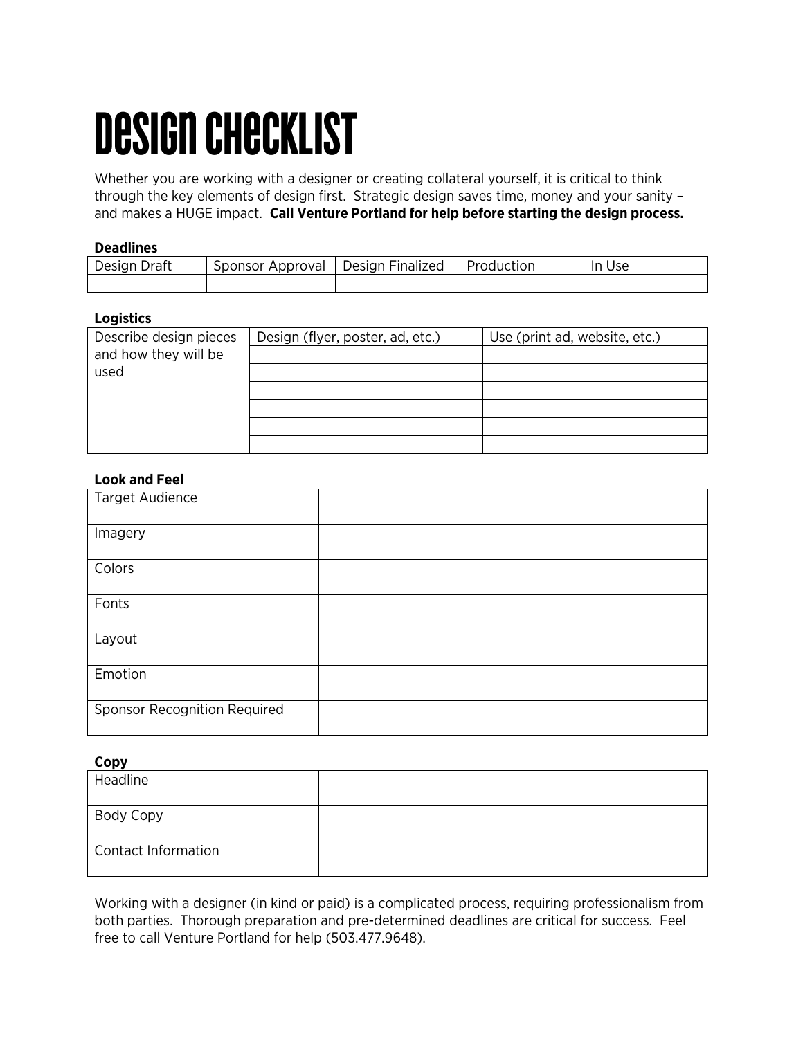# Design Checklist

Whether you are working with a designer or creating collateral yourself, it is critical to think through the key elements of design first. Strategic design saves time, money and your sanity – and makes a HUGE impact. **Call Venture Portland for help before starting the design process.**

**Deadlines**

| Design Draft | Sponsor Approval | Design Finalized | Production | In Use |
|---|---|---|---|---|
| | | | | |

**Logistics**

| Describe design pieces and how they will be used | Design (flyer, poster, ad, etc.) | Use (print ad, website, etc.) |
|---|---|---|
| | | |
| | | |
| | | |
| | | |
| | | |

**Look and Feel**

| | |
|---|---|
| Target Audience | |
| Imagery | |
| Colors | |
| Fonts | |
| Layout | |
| Emotion | |
| Sponsor Recognition Required | |

**Copy**

| | |
|---|---|
| Headline | |
| Body Copy | |
| Contact Information | |

Working with a designer (in kind or paid) is a complicated process, requiring professionalism from both parties. Thorough preparation and pre-determined deadlines are critical for success. Feel free to call Venture Portland for help (503.477.9648).